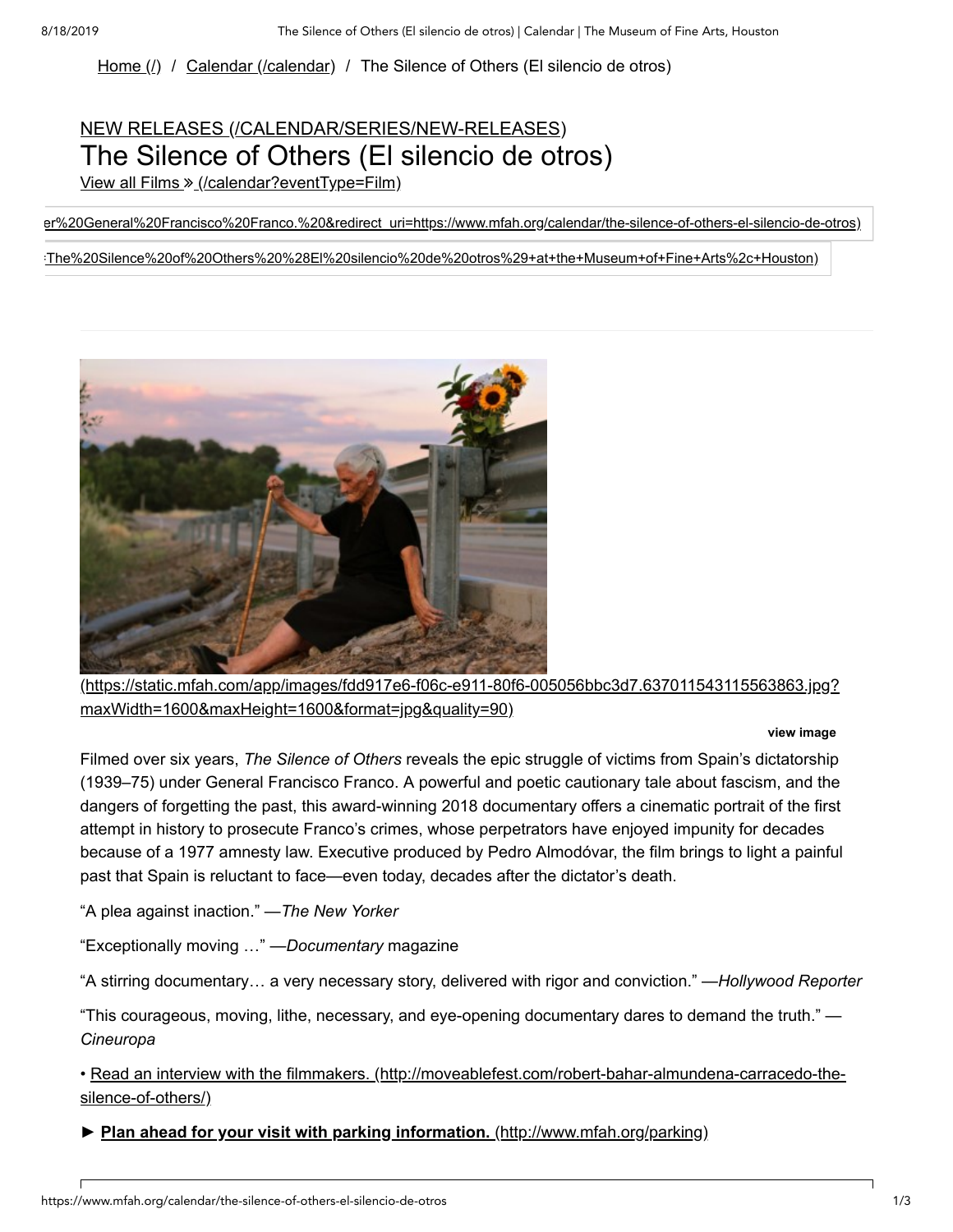Home (/) / Calendar (/calendar) / The Silence of Others (El silencio de otros)

NEW RELEASES (/CALENDAR/SERIES/NEW-RELEASES)

# The Silence of Others (El silencio de otros)

View all Films » (/calendar?eventType=Film)

er%20General%20Francisco%20Franco.%20&redirect_uri=https://www.mfah.org/calendar/the-silence-of-others-el-silencio-de-otros)

:The%20Silence%20of%20Others%20%28El%20silencio%20de%20otros%29+at+the+Museum+of+Fine+Arts%2c+Houston)

(https://static.mfah.com/app/images/fdd917e6-f06c-e911-80f6-005056bbc3d7.637011543115563863.jpg?maxWidth=1600&maxHeight=1600&format=jpg&quality=90)

**view image**

Filmed over six years, *The Silence of Others* reveals the epic struggle of victims from Spain's dictatorship (1939–75) under General Francisco Franco. A powerful and poetic cautionary tale about fascism, and the dangers of forgetting the past, this award-winning 2018 documentary offers a cinematic portrait of the first attempt in history to prosecute Franco's crimes, whose perpetrators have enjoyed impunity for decades because of a 1977 amnesty law. Executive produced by Pedro Almodóvar, the film brings to light a painful past that Spain is reluctant to face—even today, decades after the dictator's death.

"A plea against inaction." —*The New Yorker*

"Exceptionally moving …" —*Documentary* magazine

"A stirring documentary… a very necessary story, delivered with rigor and conviction." —*Hollywood Reporter*

"This courageous, moving, lithe, necessary, and eye-opening documentary dares to demand the truth." —*Cineuropa*

• Read an interview with the filmmakers. (http://moveablefest.com/robert-bahar-almundena-carracedo-the-silence-of-others/)

► **Plan ahead for your visit with parking information.** (http://www.mfah.org/parking)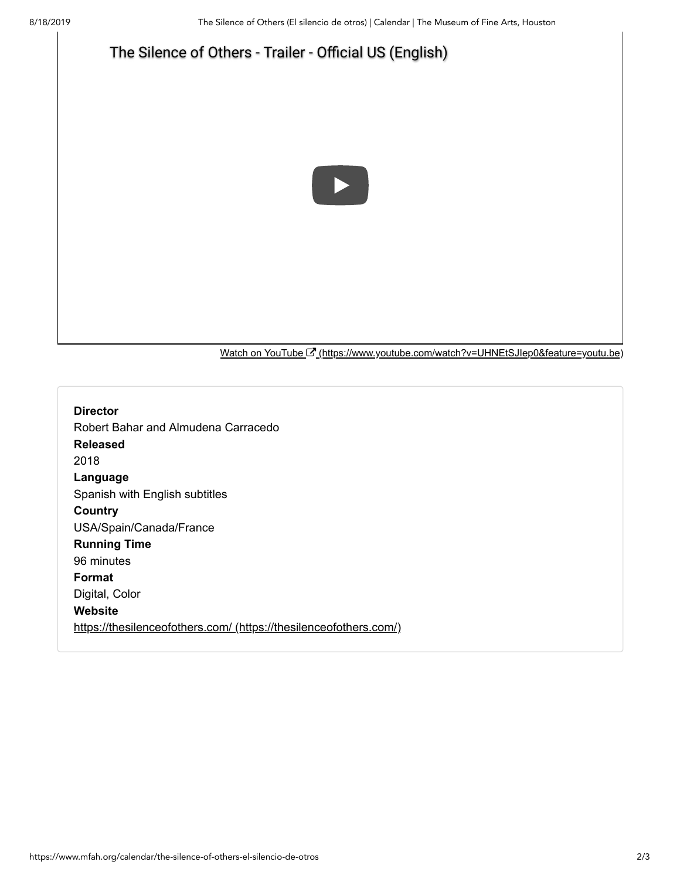The Silence of Others - Trailer - Official US (English)

Watch on YouTube (https://www.youtube.com/watch?v=UHNEtSJIep0&feature=youtu.be)

**Director**
Robert Bahar and Almudena Carracedo

**Released**
2018

**Language**
Spanish with English subtitles

**Country**
USA/Spain/Canada/France

**Running Time**
96 minutes

**Format**
Digital, Color

**Website**
https://thesilenceofothers.com/ (https://thesilenceofothers.com/)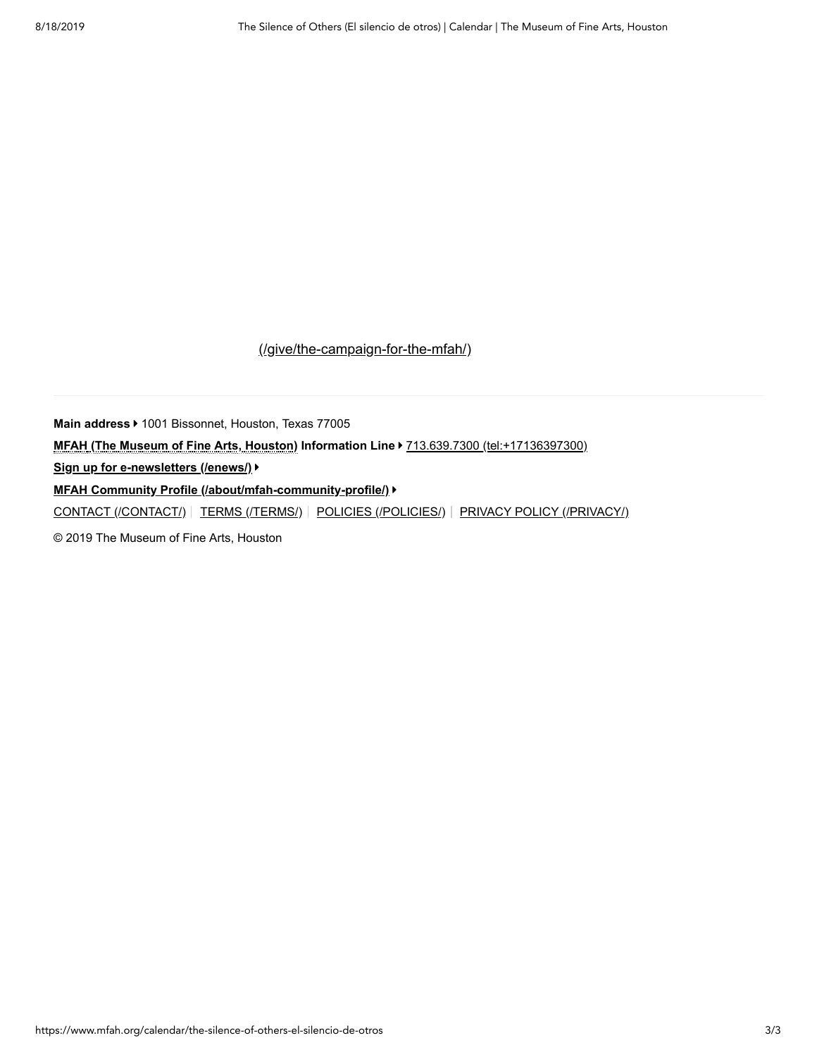(/give/the-campaign-for-the-mfah/)

---

**Main address** ▸ 1001 Bissonnet, Houston, Texas 77005

**MFAH (The Museum of Fine Arts, Houston) Information Line** ▸ 713.639.7300 (tel:+17136397300)

**Sign up for e-newsletters (/enews/)** ▸

**MFAH Community Profile (/about/mfah-community-profile/)** ▸

CONTACT (/CONTACT/) | TERMS (/TERMS/) | POLICIES (/POLICIES/) | PRIVACY POLICY (/PRIVACY/)

© 2019 The Museum of Fine Arts, Houston